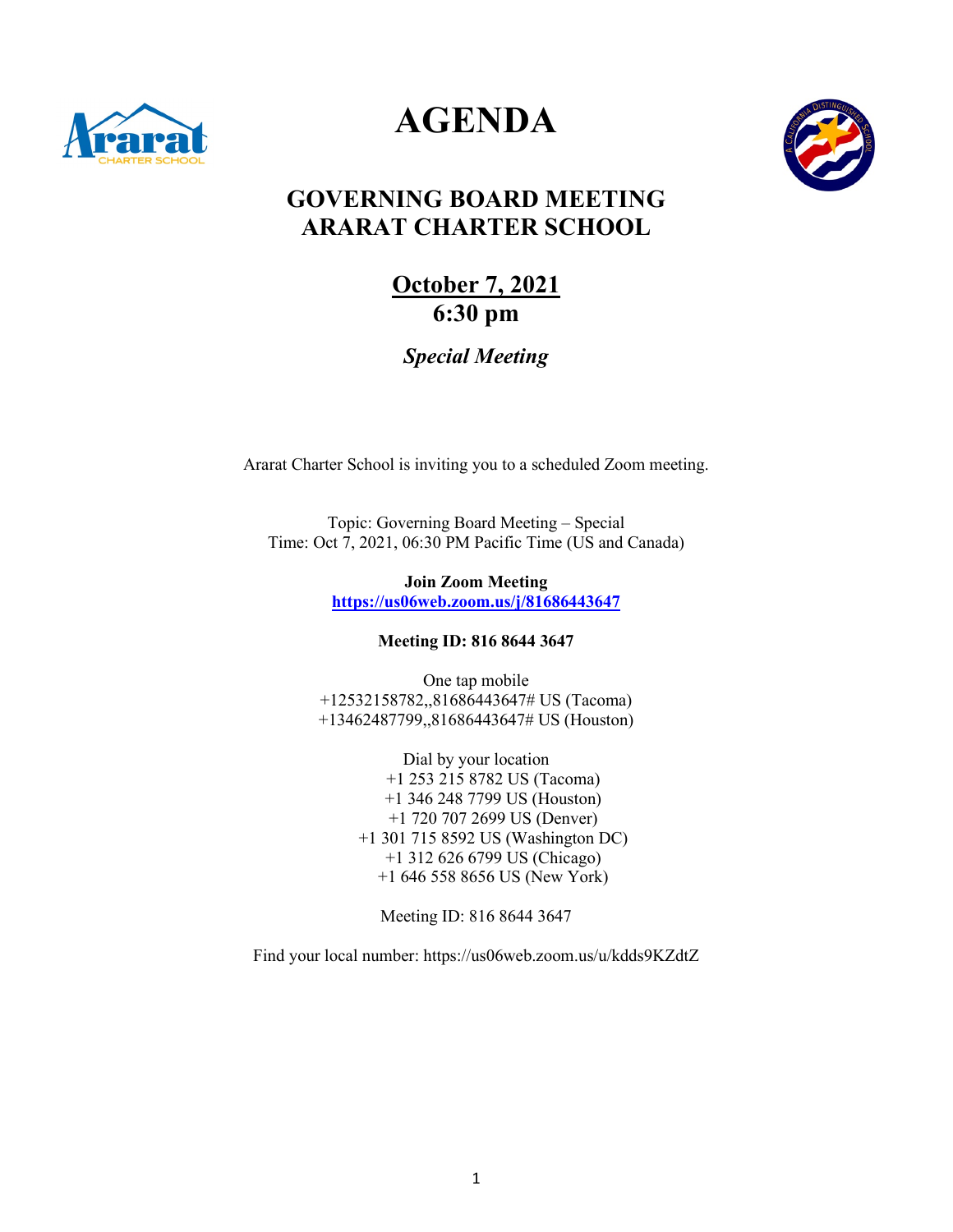# AGENDA

## GOVERNING BOARD MEETING
## ARARAT CHARTER SCHOOL

**October 7, 2021**
**6:30 pm**

***Special Meeting***

Ararat Charter School is inviting you to a scheduled Zoom meeting.

Topic: Governing Board Meeting – Special
Time: Oct 7, 2021, 06:30 PM Pacific Time (US and Canada)

**Join Zoom Meeting**
**https://us06web.zoom.us/j/81686443647**

**Meeting ID: 816 8644 3647**

One tap mobile
+12532158782,,81686443647# US (Tacoma)
+13462487799,,81686443647# US (Houston)

Dial by your location
+1 253 215 8782 US (Tacoma)
+1 346 248 7799 US (Houston)
+1 720 707 2699 US (Denver)
+1 301 715 8592 US (Washington DC)
+1 312 626 6799 US (Chicago)
+1 646 558 8656 US (New York)

Meeting ID: 816 8644 3647

Find your local number: https://us06web.zoom.us/u/kdds9KZdtZ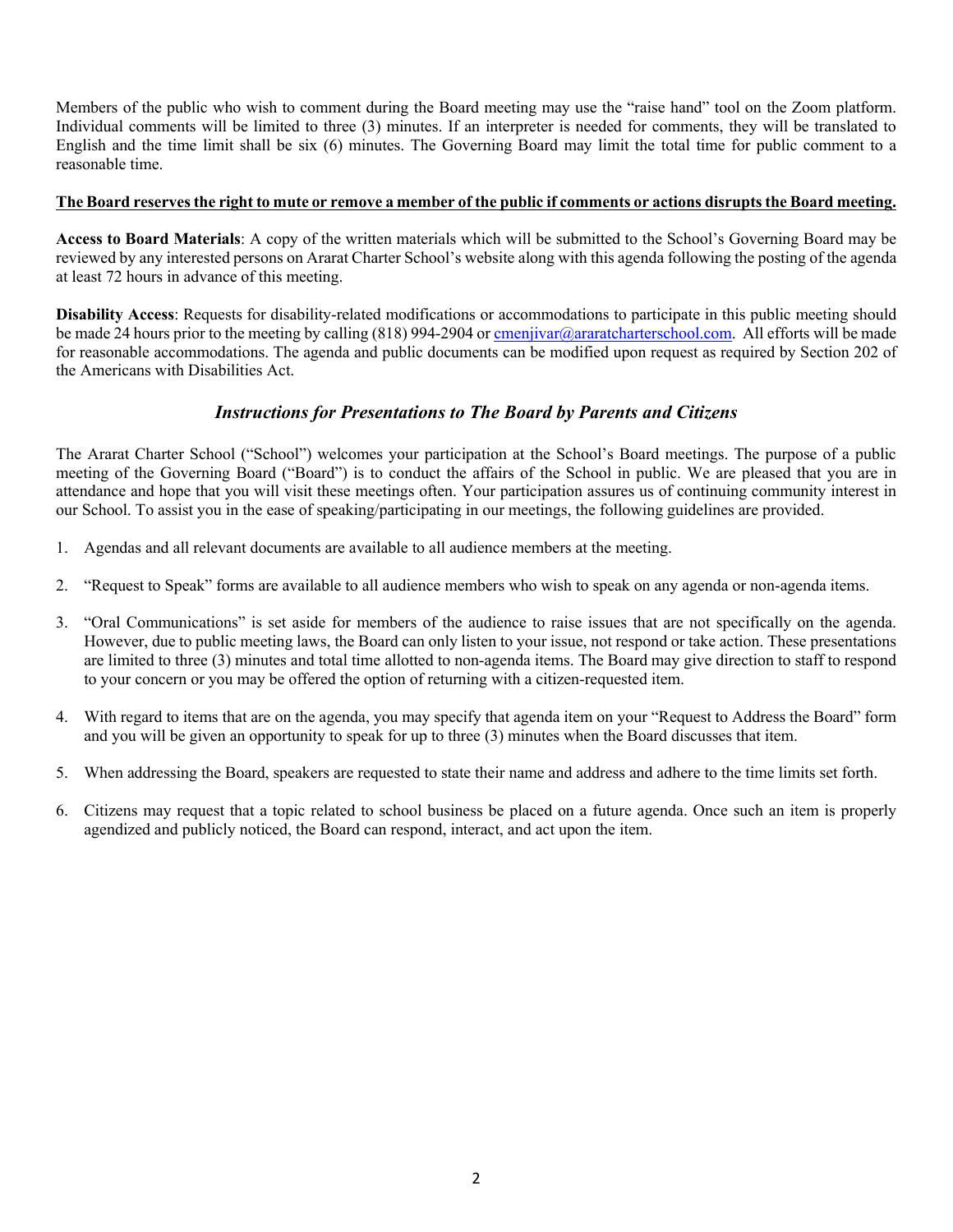Members of the public who wish to comment during the Board meeting may use the "raise hand" tool on the Zoom platform. Individual comments will be limited to three (3) minutes. If an interpreter is needed for comments, they will be translated to English and the time limit shall be six (6) minutes. The Governing Board may limit the total time for public comment to a reasonable time.

**The Board reserves the right to mute or remove a member of the public if comments or actions disrupts the Board meeting.**

**Access to Board Materials**: A copy of the written materials which will be submitted to the School's Governing Board may be reviewed by any interested persons on Ararat Charter School's website along with this agenda following the posting of the agenda at least 72 hours in advance of this meeting.

**Disability Access**: Requests for disability-related modifications or accommodations to participate in this public meeting should be made 24 hours prior to the meeting by calling (818) 994-2904 or cmenjivar@araratcharterschool.com. All efforts will be made for reasonable accommodations. The agenda and public documents can be modified upon request as required by Section 202 of the Americans with Disabilities Act.

## *Instructions for Presentations to The Board by Parents and Citizens*

The Ararat Charter School ("School") welcomes your participation at the School's Board meetings. The purpose of a public meeting of the Governing Board ("Board") is to conduct the affairs of the School in public. We are pleased that you are in attendance and hope that you will visit these meetings often. Your participation assures us of continuing community interest in our School. To assist you in the ease of speaking/participating in our meetings, the following guidelines are provided.

1. Agendas and all relevant documents are available to all audience members at the meeting.

2. "Request to Speak" forms are available to all audience members who wish to speak on any agenda or non-agenda items.

3. "Oral Communications" is set aside for members of the audience to raise issues that are not specifically on the agenda. However, due to public meeting laws, the Board can only listen to your issue, not respond or take action. These presentations are limited to three (3) minutes and total time allotted to non-agenda items. The Board may give direction to staff to respond to your concern or you may be offered the option of returning with a citizen-requested item.

4. With regard to items that are on the agenda, you may specify that agenda item on your "Request to Address the Board" form and you will be given an opportunity to speak for up to three (3) minutes when the Board discusses that item.

5. When addressing the Board, speakers are requested to state their name and address and adhere to the time limits set forth.

6. Citizens may request that a topic related to school business be placed on a future agenda. Once such an item is properly agendized and publicly noticed, the Board can respond, interact, and act upon the item.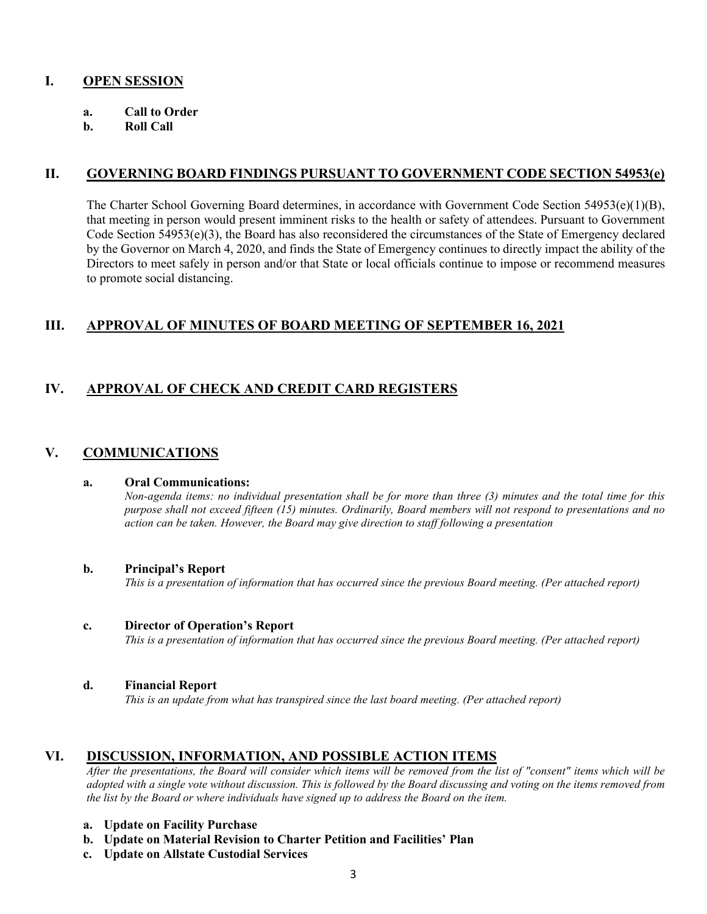## I. OPEN SESSION

**a. Call to Order**

**b. Roll Call**

## II. GOVERNING BOARD FINDINGS PURSUANT TO GOVERNMENT CODE SECTION 54953(e)

The Charter School Governing Board determines, in accordance with Government Code Section 54953(e)(1)(B), that meeting in person would present imminent risks to the health or safety of attendees. Pursuant to Government Code Section 54953(e)(3), the Board has also reconsidered the circumstances of the State of Emergency declared by the Governor on March 4, 2020, and finds the State of Emergency continues to directly impact the ability of the Directors to meet safely in person and/or that State or local officials continue to impose or recommend measures to promote social distancing.

## III. APPROVAL OF MINUTES OF BOARD MEETING OF SEPTEMBER 16, 2021

## IV. APPROVAL OF CHECK AND CREDIT CARD REGISTERS

## V. COMMUNICATIONS

**a. Oral Communications:**

*Non-agenda items: no individual presentation shall be for more than three (3) minutes and the total time for this purpose shall not exceed fifteen (15) minutes. Ordinarily, Board members will not respond to presentations and no action can be taken. However, the Board may give direction to staff following a presentation*

**b. Principal's Report**

*This is a presentation of information that has occurred since the previous Board meeting. (Per attached report)*

**c. Director of Operation's Report**

*This is a presentation of information that has occurred since the previous Board meeting. (Per attached report)*

**d. Financial Report**

*This is an update from what has transpired since the last board meeting. (Per attached report)*

## VI. DISCUSSION, INFORMATION, AND POSSIBLE ACTION ITEMS

*After the presentations, the Board will consider which items will be removed from the list of "consent" items which will be adopted with a single vote without discussion. This is followed by the Board discussing and voting on the items removed from the list by the Board or where individuals have signed up to address the Board on the item.*

**a. Update on Facility Purchase**

**b. Update on Material Revision to Charter Petition and Facilities' Plan**

**c. Update on Allstate Custodial Services**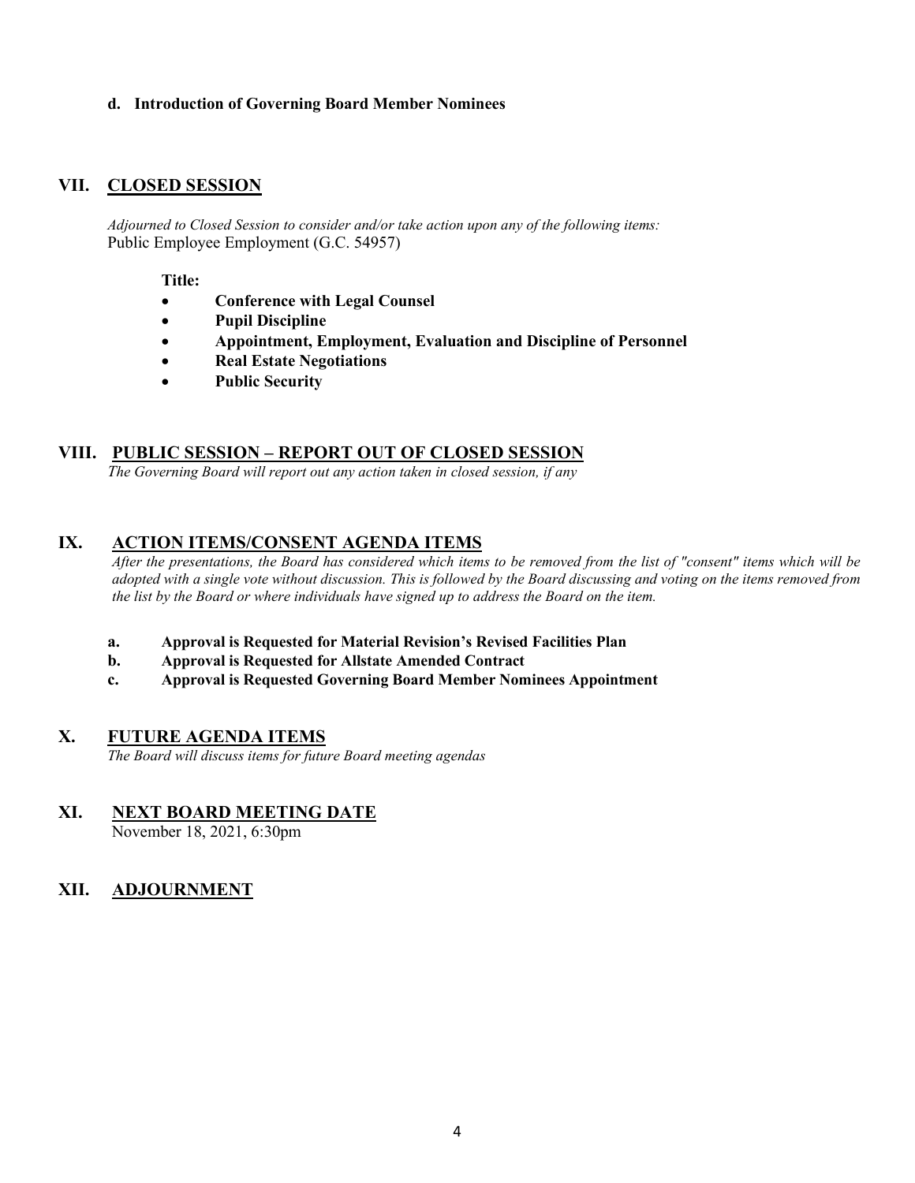**d. Introduction of Governing Board Member Nominees**

## VII. CLOSED SESSION

*Adjourned to Closed Session to consider and/or take action upon any of the following items:*
Public Employee Employment (G.C. 54957)

**Title:**

- **Conference with Legal Counsel**
- **Pupil Discipline**
- **Appointment, Employment, Evaluation and Discipline of Personnel**
- **Real Estate Negotiations**
- **Public Security**

## VIII. PUBLIC SESSION – REPORT OUT OF CLOSED SESSION

*The Governing Board will report out any action taken in closed session, if any*

## IX. ACTION ITEMS/CONSENT AGENDA ITEMS

*After the presentations, the Board has considered which items to be removed from the list of "consent" items which will be adopted with a single vote without discussion. This is followed by the Board discussing and voting on the items removed from the list by the Board or where individuals have signed up to address the Board on the item.*

**a. Approval is Requested for Material Revision's Revised Facilities Plan**
**b. Approval is Requested for Allstate Amended Contract**
**c. Approval is Requested Governing Board Member Nominees Appointment**

## X. FUTURE AGENDA ITEMS

*The Board will discuss items for future Board meeting agendas*

## XI. NEXT BOARD MEETING DATE

November 18, 2021, 6:30pm

## XII. ADJOURNMENT